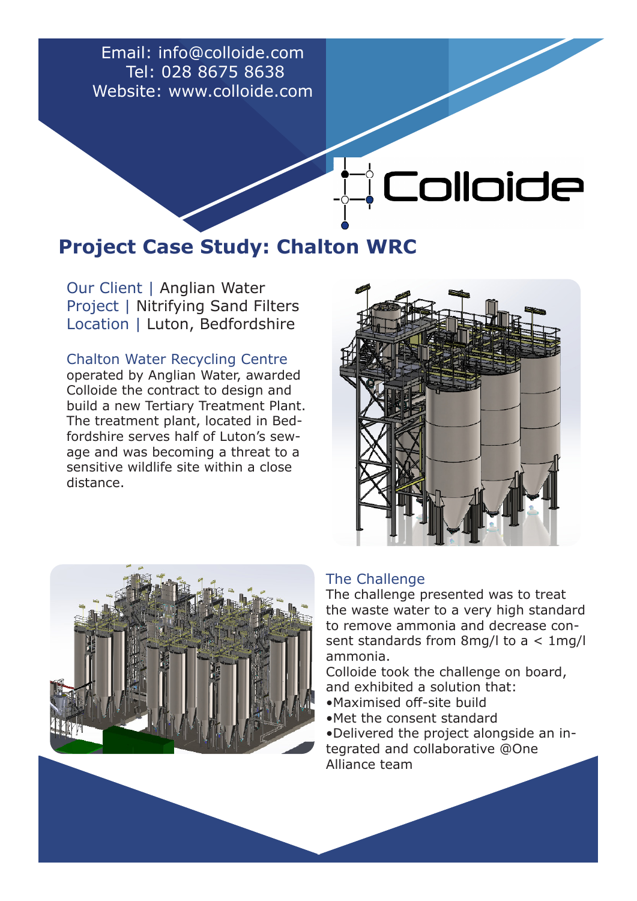Email: info@colloide.com
Tel: 028 8675 8638
Website: www.colloide.com

Colloide

# Project Case Study: Chalton WRC

Our Client | Anglian Water
Project | Nitrifying Sand Filters
Location | Luton, Bedfordshire

## Chalton Water Recycling Centre

operated by Anglian Water, awarded Colloide the contract to design and build a new Tertiary Treatment Plant. The treatment plant, located in Bedfordshire serves half of Luton's sewage and was becoming a threat to a sensitive wildlife site within a close distance.

## The Challenge

The challenge presented was to treat the waste water to a very high standard to remove ammonia and decrease consent standards from 8mg/l to a < 1mg/l ammonia.

Colloide took the challenge on board, and exhibited a solution that:

- Maximised off-site build
- Met the consent standard
- Delivered the project alongside an integrated and collaborative @One Alliance team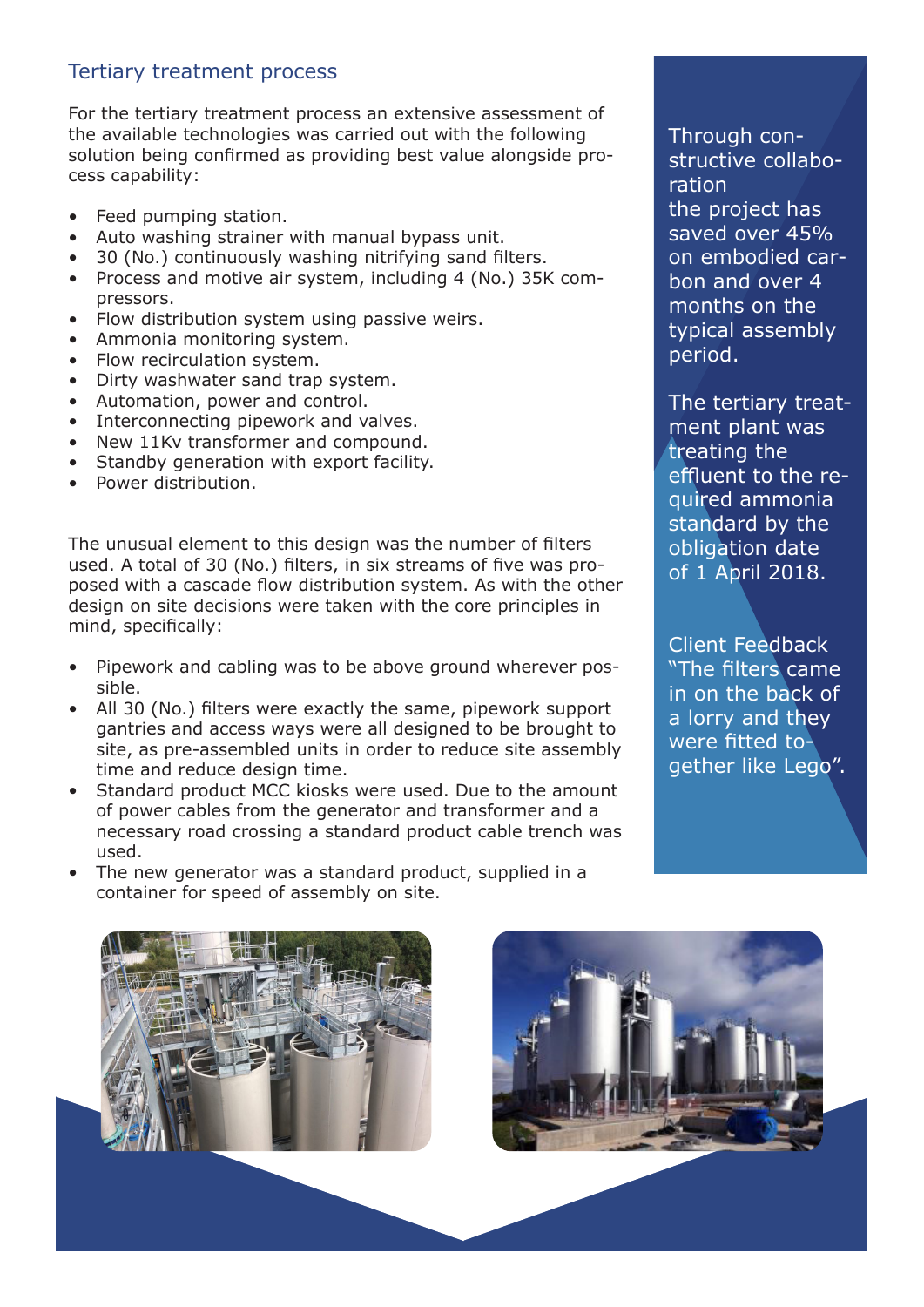## Tertiary treatment process

For the tertiary treatment process an extensive assessment of the available technologies was carried out with the following solution being confirmed as providing best value alongside process capability:

- Feed pumping station.
- Auto washing strainer with manual bypass unit.
- 30 (No.) continuously washing nitrifying sand filters.
- Process and motive air system, including 4 (No.) 35K compressors.
- Flow distribution system using passive weirs.
- Ammonia monitoring system.
- Flow recirculation system.
- Dirty washwater sand trap system.
- Automation, power and control.
- Interconnecting pipework and valves.
- New 11Kv transformer and compound.
- Standby generation with export facility.
- Power distribution.

The unusual element to this design was the number of filters used. A total of 30 (No.) filters, in six streams of five was proposed with a cascade flow distribution system. As with the other design on site decisions were taken with the core principles in mind, specifically:

- Pipework and cabling was to be above ground wherever possible.
- All 30 (No.) filters were exactly the same, pipework support gantries and access ways were all designed to be brought to site, as pre-assembled units in order to reduce site assembly time and reduce design time.
- Standard product MCC kiosks were used. Due to the amount of power cables from the generator and transformer and a necessary road crossing a standard product cable trench was used.
- The new generator was a standard product, supplied in a container for speed of assembly on site.

Through constructive collaboration the project has saved over 45% on embodied carbon and over 4 months on the typical assembly period.

The tertiary treatment plant was treating the effluent to the required ammonia standard by the obligation date of 1 April 2018.

Client Feedback
"The filters came in on the back of a lorry and they were fitted together like Lego".